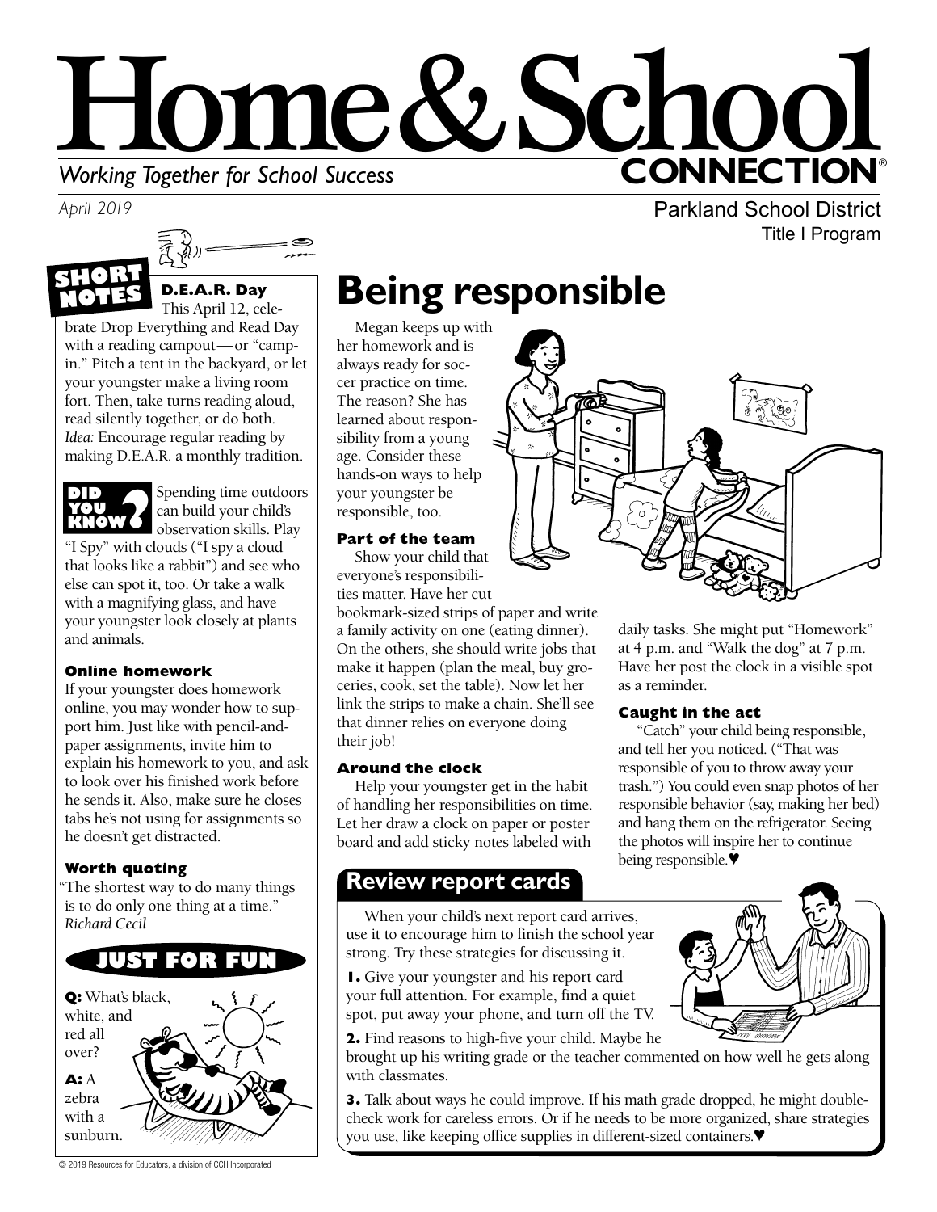# Home & School CONNECTION®

*Working Together for School Success*

*April 2019*

Parkland School District
Title I Program

## SHORT NOTES

### D.E.A.R. Day

This April 12, celebrate Drop Everything and Read Day with a reading campout—or "camp-in." Pitch a tent in the backyard, or let your youngster make a living room fort. Then, take turns reading aloud, read silently together, or do both. *Idea:* Encourage regular reading by making D.E.A.R. a monthly tradition.

### DID YOU KNOW?

Spending time outdoors can build your child's observation skills. Play "I Spy" with clouds ("I spy a cloud that looks like a rabbit") and see who else can spot it, too. Or take a walk with a magnifying glass, and have your youngster look closely at plants and animals.

### Online homework

If your youngster does homework online, you may wonder how to support him. Just like with pencil-and-paper assignments, invite him to explain his homework to you, and ask to look over his finished work before he sends it. Also, make sure he closes tabs he's not using for assignments so he doesn't get distracted.

### Worth quoting

"The shortest way to do many things is to do only one thing at a time." *Richard Cecil*

### JUST FOR FUN

**Q:** What's black, white, and red all over?

**A:** A zebra with a sunburn.

# Being responsible

Megan keeps up with her homework and is always ready for soccer practice on time. The reason? She has learned about responsibility from a young age. Consider these hands-on ways to help your youngster be responsible, too.

### Part of the team

Show your child that everyone's responsibilities matter. Have her cut bookmark-sized strips of paper and write a family activity on one (eating dinner). On the others, she should write jobs that make it happen (plan the meal, buy groceries, cook, set the table). Now let her link the strips to make a chain. She'll see that dinner relies on everyone doing their job!

### Around the clock

Help your youngster get in the habit of handling her responsibilities on time. Let her draw a clock on paper or poster board and add sticky notes labeled with daily tasks. She might put "Homework" at 4 p.m. and "Walk the dog" at 7 p.m. Have her post the clock in a visible spot as a reminder.

### Caught in the act

"Catch" your child being responsible, and tell her you noticed. ("That was responsible of you to throw away your trash.") You could even snap photos of her responsible behavior (say, making her bed) and hang them on the refrigerator. Seeing the photos will inspire her to continue being responsible.♥

## Review report cards

When your child's next report card arrives, use it to encourage him to finish the school year strong. Try these strategies for discussing it.

**1.** Give your youngster and his report card your full attention. For example, find a quiet spot, put away your phone, and turn off the TV.

**2.** Find reasons to high-five your child. Maybe he brought up his writing grade or the teacher commented on how well he gets along with classmates.

**3.** Talk about ways he could improve. If his math grade dropped, he might double-check work for careless errors. Or if he needs to be more organized, share strategies you use, like keeping office supplies in different-sized containers.♥

© 2019 Resources for Educators, a division of CCH Incorporated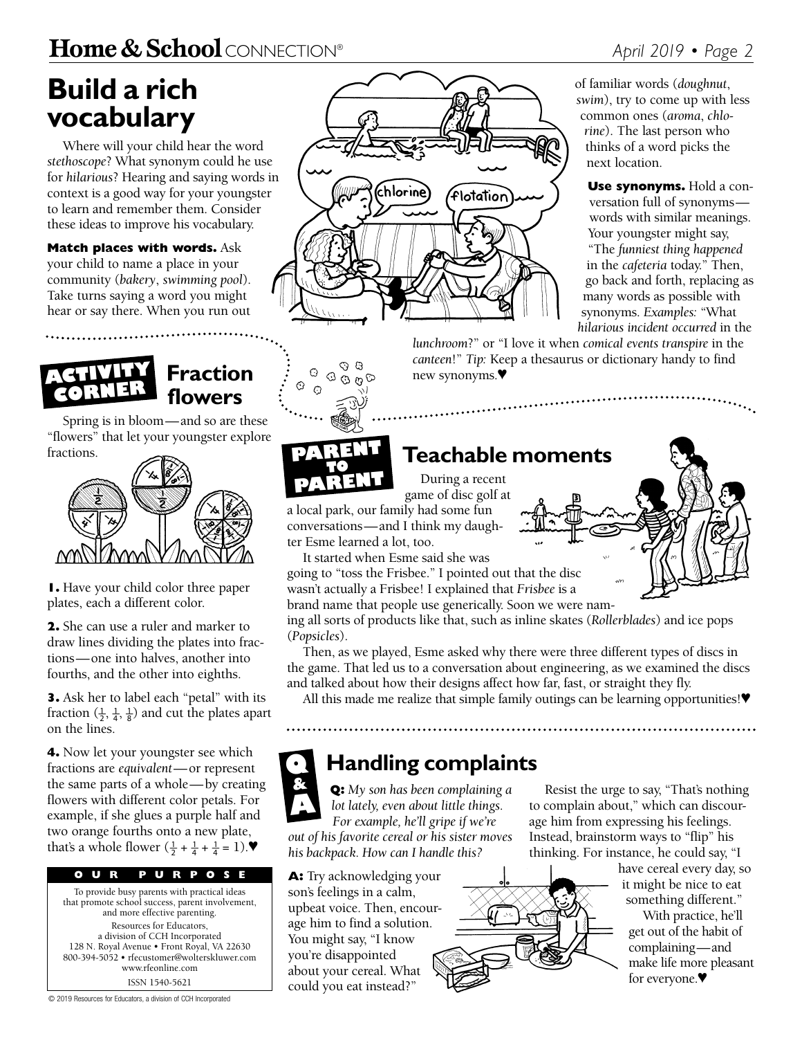## Build a rich vocabulary

Where will your child hear the word *stethoscope*? What synonym could he use for *hilarious*? Hearing and saying words in context is a good way for your youngster to learn and remember them. Consider these ideas to improve his vocabulary.

**Match places with words.** Ask your child to name a place in your community (*bakery*, *swimming pool*). Take turns saying a word you might hear or say there. When you run out of familiar words (*doughnut*, *swim*), try to come up with less common ones (*aroma*, *chlorine*). The last person who thinks of a word picks the next location.

**Use synonyms.** Hold a conversation full of synonyms—words with similar meanings. Your youngster might say, "The *funniest thing happened* in the *cafeteria* today." Then, go back and forth, replacing as many words as possible with synonyms. *Examples:* "What *hilarious incident occurred* in the *lunchroom*?" or "I love it when *comical events transpire* in the *canteen*!" *Tip:* Keep a thesaurus or dictionary handy to find new synonyms.♥

## ACTIVITY CORNER: Fraction flowers

Spring is in bloom—and so are these "flowers" that let your youngster explore fractions.

**1.** Have your child color three paper plates, each a different color.

**2.** She can use a ruler and marker to draw lines dividing the plates into fractions—one into halves, another into fourths, and the other into eighths.

**3.** Ask her to label each "petal" with its fraction ($\frac{1}{2}$, $\frac{1}{4}$, $\frac{1}{8}$) and cut the plates apart on the lines.

**4.** Now let your youngster see which fractions are *equivalent*—or represent the same parts of a whole—by creating flowers with different color petals. For example, if she glues a purple half and two orange fourths onto a new plate, that's a whole flower ($\frac{1}{2} + \frac{1}{4} + \frac{1}{4} = 1$).♥

## PARENT TO PARENT: Teachable moments

During a recent game of disc golf at a local park, our family had some fun conversations—and I think my daughter Esme learned a lot, too.

It started when Esme said she was going to "toss the Frisbee." I pointed out that the disc wasn't actually a Frisbee! I explained that *Frisbee* is a brand name that people use generically. Soon we were naming all sorts of products like that, such as inline skates (*Rollerblades*) and ice pops (*Popsicles*).

Then, as we played, Esme asked why there were three different types of discs in the game. That led us to a conversation about engineering, as we examined the discs and talked about how their designs affect how far, fast, or straight they fly.

All this made me realize that simple family outings can be learning opportunities!♥

## Q & A: Handling complaints

**Q:** *My son has been complaining a lot lately, even about little things. For example, he'll gripe if we're out of his favorite cereal or his sister moves his backpack. How can I handle this?*

**A:** Try acknowledging your son's feelings in a calm, upbeat voice. Then, encourage him to find a solution. You might say, "I know you're disappointed about your cereal. What could you eat instead?"

Resist the urge to say, "That's nothing to complain about," which can discourage him from expressing his feelings. Instead, brainstorm ways to "flip" his thinking. For instance, he could say, "I have cereal every day, so it might be nice to eat something different."

With practice, he'll get out of the habit of complaining—and make life more pleasant for everyone.♥

**OUR PURPOSE**

To provide busy parents with practical ideas that promote school success, parent involvement, and more effective parenting.

Resources for Educators, a division of CCH Incorporated
128 N. Royal Avenue • Front Royal, VA 22630
800-394-5052 • rfecustomer@wolterskluwer.com
www.rfeonline.com

ISSN 1540-5621

© 2019 Resources for Educators, a division of CCH Incorporated